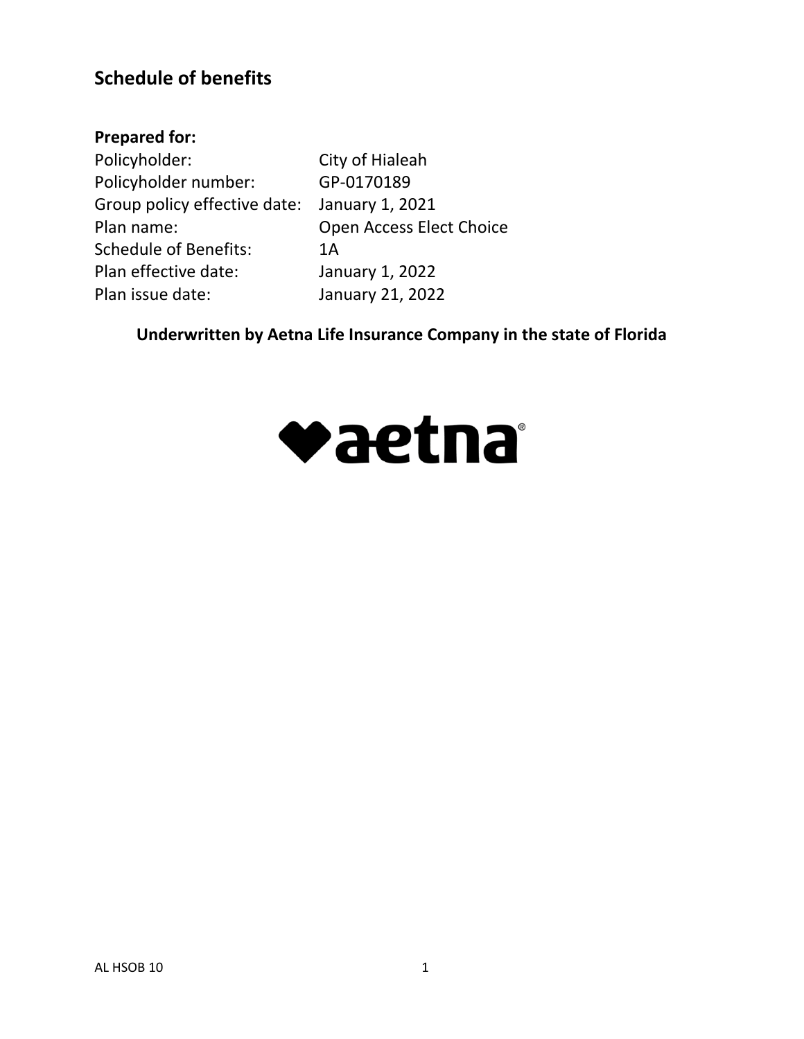# Schedule of benefits

**Prepared for:**

| | |
|---|---|
| Policyholder: | City of Hialeah |
| Policyholder number: | GP-0170189 |
| Group policy effective date: | January 1, 2021 |
| Plan name: | Open Access Elect Choice |
| Schedule of Benefits: | 1A |
| Plan effective date: | January 1, 2022 |
| Plan issue date: | January 21, 2022 |

**Underwritten by Aetna Life Insurance Company in the state of Florida**

aetna®

AL HSOB 10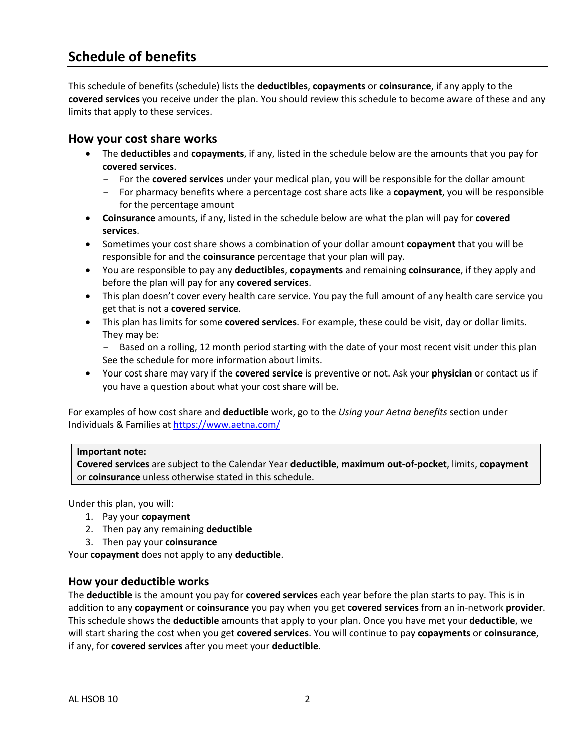## Schedule of benefits

This schedule of benefits (schedule) lists the **deductibles**, **copayments** or **coinsurance**, if any apply to the **covered services** you receive under the plan. You should review this schedule to become aware of these and any limits that apply to these services.

### How your cost share works

- The **deductibles** and **copayments**, if any, listed in the schedule below are the amounts that you pay for **covered services**.
  - For the **covered services** under your medical plan, you will be responsible for the dollar amount
  - For pharmacy benefits where a percentage cost share acts like a **copayment**, you will be responsible for the percentage amount
- **Coinsurance** amounts, if any, listed in the schedule below are what the plan will pay for **covered services**.
- Sometimes your cost share shows a combination of your dollar amount **copayment** that you will be responsible for and the **coinsurance** percentage that your plan will pay.
- You are responsible to pay any **deductibles**, **copayments** and remaining **coinsurance**, if they apply and before the plan will pay for any **covered services**.
- This plan doesn't cover every health care service. You pay the full amount of any health care service you get that is not a **covered service**.
- This plan has limits for some **covered services**. For example, these could be visit, day or dollar limits. They may be:
  - Based on a rolling, 12 month period starting with the date of your most recent visit under this plan

  See the schedule for more information about limits.
- Your cost share may vary if the **covered service** is preventive or not. Ask your **physician** or contact us if you have a question about what your cost share will be.

For examples of how cost share and **deductible** work, go to the *Using your Aetna benefits* section under Individuals & Families at https://www.aetna.com/

> **Important note:**
> **Covered services** are subject to the Calendar Year **deductible**, **maximum out-of-pocket**, limits, **copayment** or **coinsurance** unless otherwise stated in this schedule.

Under this plan, you will:

1. Pay your **copayment**
2. Then pay any remaining **deductible**
3. Then pay your **coinsurance**

Your **copayment** does not apply to any **deductible**.

### How your deductible works

The **deductible** is the amount you pay for **covered services** each year before the plan starts to pay. This is in addition to any **copayment** or **coinsurance** you pay when you get **covered services** from an in-network **provider**. This schedule shows the **deductible** amounts that apply to your plan. Once you have met your **deductible**, we will start sharing the cost when you get **covered services**. You will continue to pay **copayments** or **coinsurance**, if any, for **covered services** after you meet your **deductible**.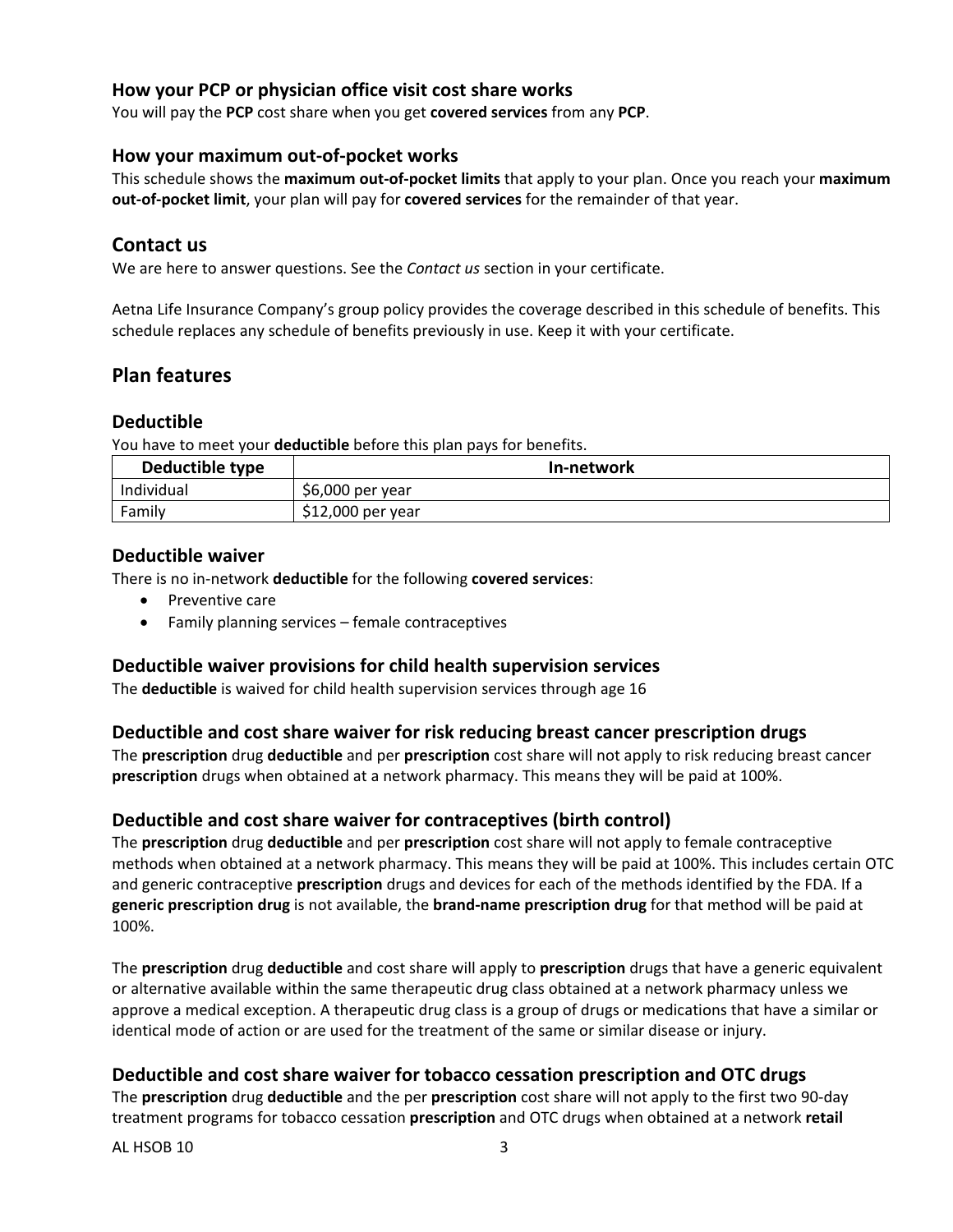### How your PCP or physician office visit cost share works

You will pay the **PCP** cost share when you get **covered services** from any **PCP**.

### How your maximum out-of-pocket works

This schedule shows the **maximum out-of-pocket limits** that apply to your plan. Once you reach your **maximum out-of-pocket limit**, your plan will pay for **covered services** for the remainder of that year.

## Contact us

We are here to answer questions. See the *Contact us* section in your certificate.

Aetna Life Insurance Company's group policy provides the coverage described in this schedule of benefits. This schedule replaces any schedule of benefits previously in use. Keep it with your certificate.

## Plan features

### Deductible

You have to meet your **deductible** before this plan pays for benefits.

| Deductible type | In-network |
|---|---|
| Individual | $6,000 per year |
| Family | $12,000 per year |

### Deductible waiver

There is no in-network **deductible** for the following **covered services**:

- Preventive care
- Family planning services – female contraceptives

### Deductible waiver provisions for child health supervision services

The **deductible** is waived for child health supervision services through age 16

### Deductible and cost share waiver for risk reducing breast cancer prescription drugs

The **prescription** drug **deductible** and per **prescription** cost share will not apply to risk reducing breast cancer **prescription** drugs when obtained at a network pharmacy. This means they will be paid at 100%.

### Deductible and cost share waiver for contraceptives (birth control)

The **prescription** drug **deductible** and per **prescription** cost share will not apply to female contraceptive methods when obtained at a network pharmacy. This means they will be paid at 100%. This includes certain OTC and generic contraceptive **prescription** drugs and devices for each of the methods identified by the FDA. If a **generic prescription drug** is not available, the **brand-name prescription drug** for that method will be paid at 100%.

The **prescription** drug **deductible** and cost share will apply to **prescription** drugs that have a generic equivalent or alternative available within the same therapeutic drug class obtained at a network pharmacy unless we approve a medical exception. A therapeutic drug class is a group of drugs or medications that have a similar or identical mode of action or are used for the treatment of the same or similar disease or injury.

### Deductible and cost share waiver for tobacco cessation prescription and OTC drugs

The **prescription** drug **deductible** and the per **prescription** cost share will not apply to the first two 90-day treatment programs for tobacco cessation **prescription** and OTC drugs when obtained at a network **retail**

AL HSOB 10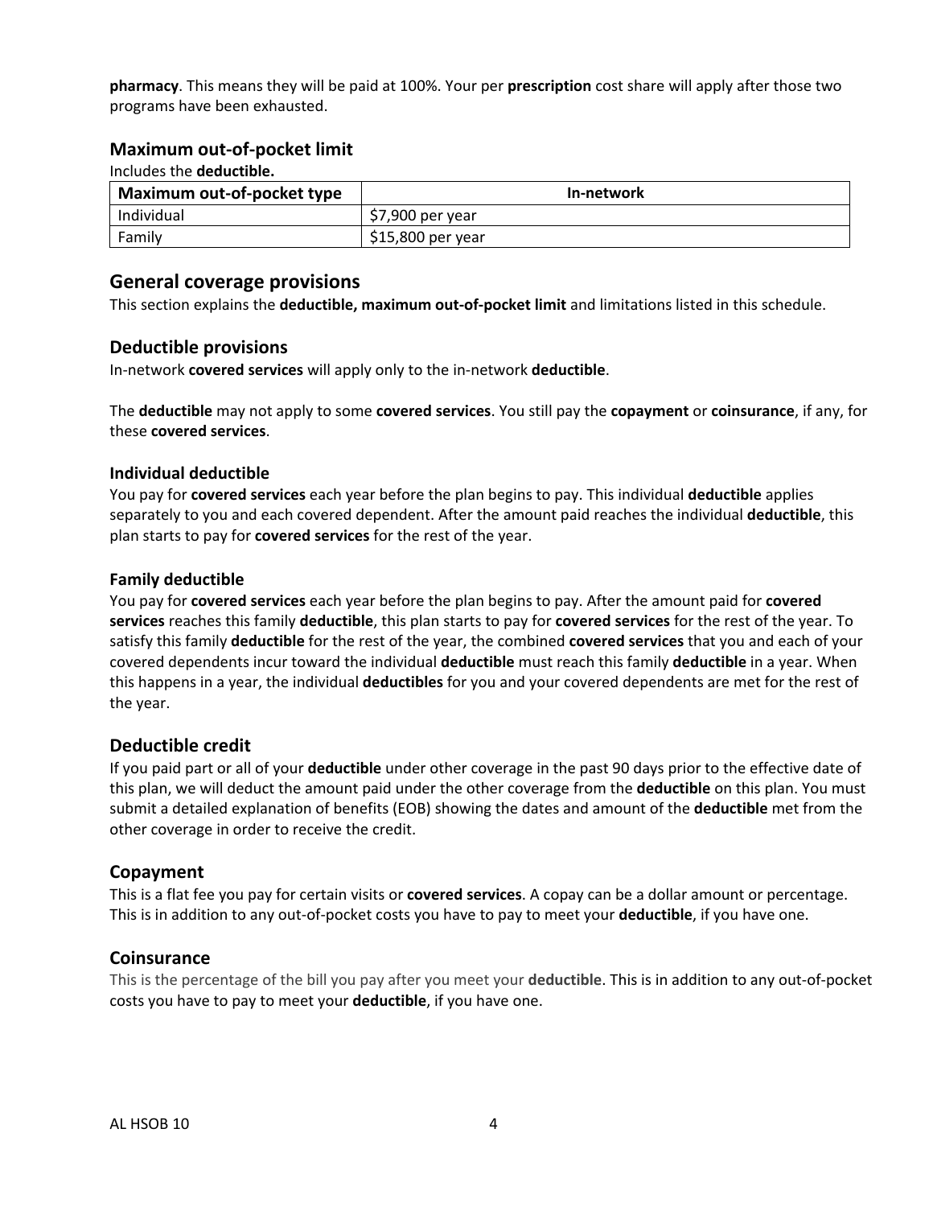**pharmacy**. This means they will be paid at 100%. Your per **prescription** cost share will apply after those two programs have been exhausted.

### Maximum out-of-pocket limit

Includes the **deductible.**

| Maximum out-of-pocket type | In-network |
|---|---|
| Individual | $7,900 per year |
| Family | $15,800 per year |

## General coverage provisions

This section explains the **deductible, maximum out-of-pocket limit** and limitations listed in this schedule.

### Deductible provisions

In-network **covered services** will apply only to the in-network **deductible**.

The **deductible** may not apply to some **covered services**. You still pay the **copayment** or **coinsurance**, if any, for these **covered services**.

#### Individual deductible

You pay for **covered services** each year before the plan begins to pay. This individual **deductible** applies separately to you and each covered dependent. After the amount paid reaches the individual **deductible**, this plan starts to pay for **covered services** for the rest of the year.

#### Family deductible

You pay for **covered services** each year before the plan begins to pay. After the amount paid for **covered services** reaches this family **deductible**, this plan starts to pay for **covered services** for the rest of the year. To satisfy this family **deductible** for the rest of the year, the combined **covered services** that you and each of your covered dependents incur toward the individual **deductible** must reach this family **deductible** in a year. When this happens in a year, the individual **deductibles** for you and your covered dependents are met for the rest of the year.

### Deductible credit

If you paid part or all of your **deductible** under other coverage in the past 90 days prior to the effective date of this plan, we will deduct the amount paid under the other coverage from the **deductible** on this plan. You must submit a detailed explanation of benefits (EOB) showing the dates and amount of the **deductible** met from the other coverage in order to receive the credit.

### Copayment

This is a flat fee you pay for certain visits or **covered services**. A copay can be a dollar amount or percentage. This is in addition to any out-of-pocket costs you have to pay to meet your **deductible**, if you have one.

### Coinsurance

This is the percentage of the bill you pay after you meet your **deductible**. This is in addition to any out-of-pocket costs you have to pay to meet your **deductible**, if you have one.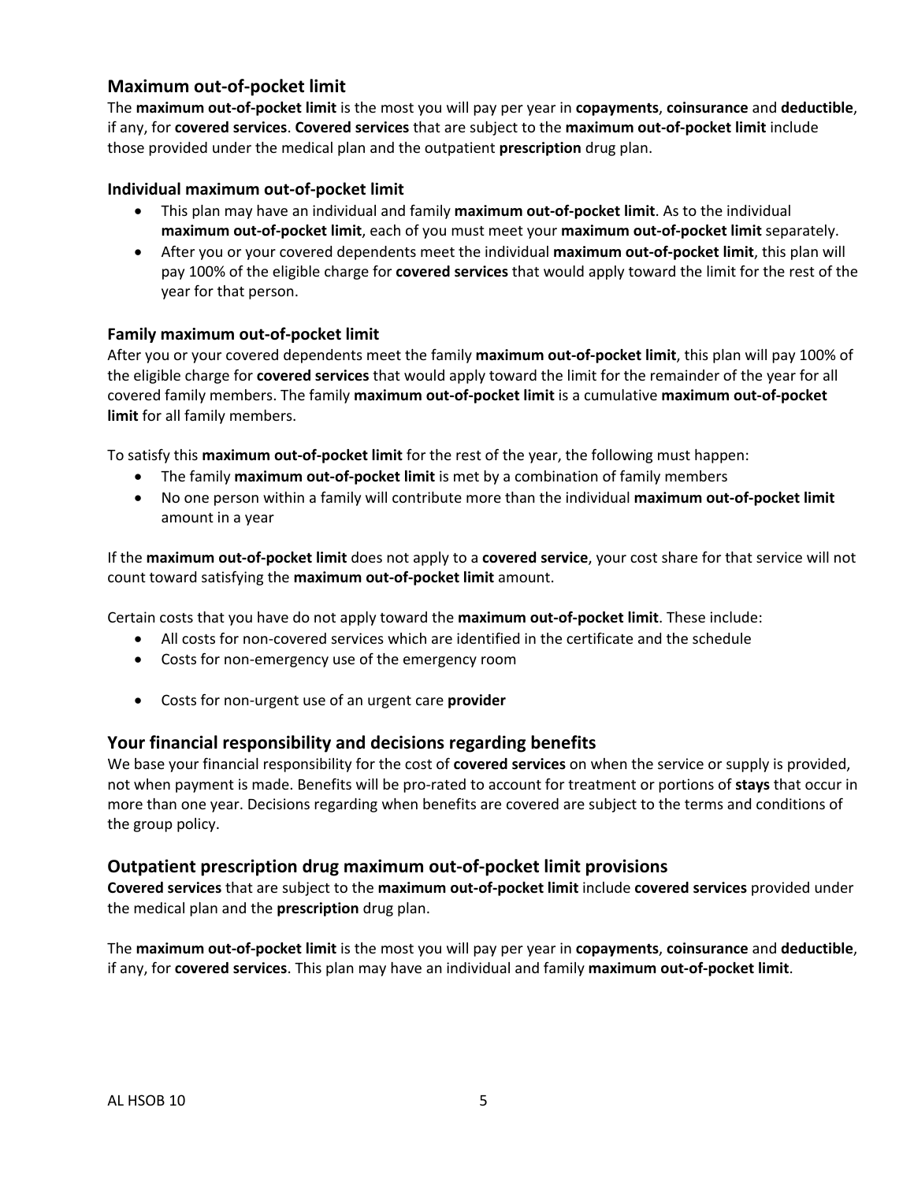## Maximum out-of-pocket limit

The **maximum out-of-pocket limit** is the most you will pay per year in **copayments**, **coinsurance** and **deductible**, if any, for **covered services**. **Covered services** that are subject to the **maximum out-of-pocket limit** include those provided under the medical plan and the outpatient **prescription** drug plan.

### Individual maximum out-of-pocket limit

- This plan may have an individual and family **maximum out-of-pocket limit**. As to the individual **maximum out-of-pocket limit**, each of you must meet your **maximum out-of-pocket limit** separately.
- After you or your covered dependents meet the individual **maximum out-of-pocket limit**, this plan will pay 100% of the eligible charge for **covered services** that would apply toward the limit for the rest of the year for that person.

### Family maximum out-of-pocket limit

After you or your covered dependents meet the family **maximum out-of-pocket limit**, this plan will pay 100% of the eligible charge for **covered services** that would apply toward the limit for the remainder of the year for all covered family members. The family **maximum out-of-pocket limit** is a cumulative **maximum out-of-pocket limit** for all family members.

To satisfy this **maximum out-of-pocket limit** for the rest of the year, the following must happen:

- The family **maximum out-of-pocket limit** is met by a combination of family members
- No one person within a family will contribute more than the individual **maximum out-of-pocket limit** amount in a year

If the **maximum out-of-pocket limit** does not apply to a **covered service**, your cost share for that service will not count toward satisfying the **maximum out-of-pocket limit** amount.

Certain costs that you have do not apply toward the **maximum out-of-pocket limit**. These include:

- All costs for non-covered services which are identified in the certificate and the schedule
- Costs for non-emergency use of the emergency room
- Costs for non-urgent use of an urgent care **provider**

## Your financial responsibility and decisions regarding benefits

We base your financial responsibility for the cost of **covered services** on when the service or supply is provided, not when payment is made. Benefits will be pro-rated to account for treatment or portions of **stays** that occur in more than one year. Decisions regarding when benefits are covered are subject to the terms and conditions of the group policy.

## Outpatient prescription drug maximum out-of-pocket limit provisions

**Covered services** that are subject to the **maximum out-of-pocket limit** include **covered services** provided under the medical plan and the **prescription** drug plan.

The **maximum out-of-pocket limit** is the most you will pay per year in **copayments**, **coinsurance** and **deductible**, if any, for **covered services**. This plan may have an individual and family **maximum out-of-pocket limit**.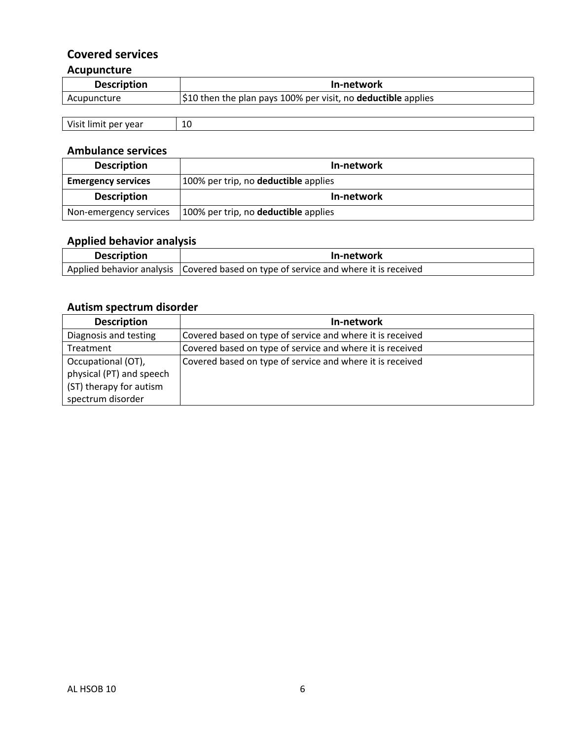## Covered services

### Acupuncture

| Description | In-network |
|---|---|
| Acupuncture | $10 then the plan pays 100% per visit, no **deductible** applies |

| Visit limit per year | 10 |
|---|---|

### Ambulance services

| Description | In-network |
|---|---|
| **Emergency services** | 100% per trip, no **deductible** applies |
| **Description** | **In-network** |
| Non-emergency services | 100% per trip, no **deductible** applies |

### Applied behavior analysis

| Description | In-network |
|---|---|
| Applied behavior analysis | Covered based on type of service and where it is received |

### Autism spectrum disorder

| Description | In-network |
|---|---|
| Diagnosis and testing | Covered based on type of service and where it is received |
| Treatment | Covered based on type of service and where it is received |
| Occupational (OT), physical (PT) and speech (ST) therapy for autism spectrum disorder | Covered based on type of service and where it is received |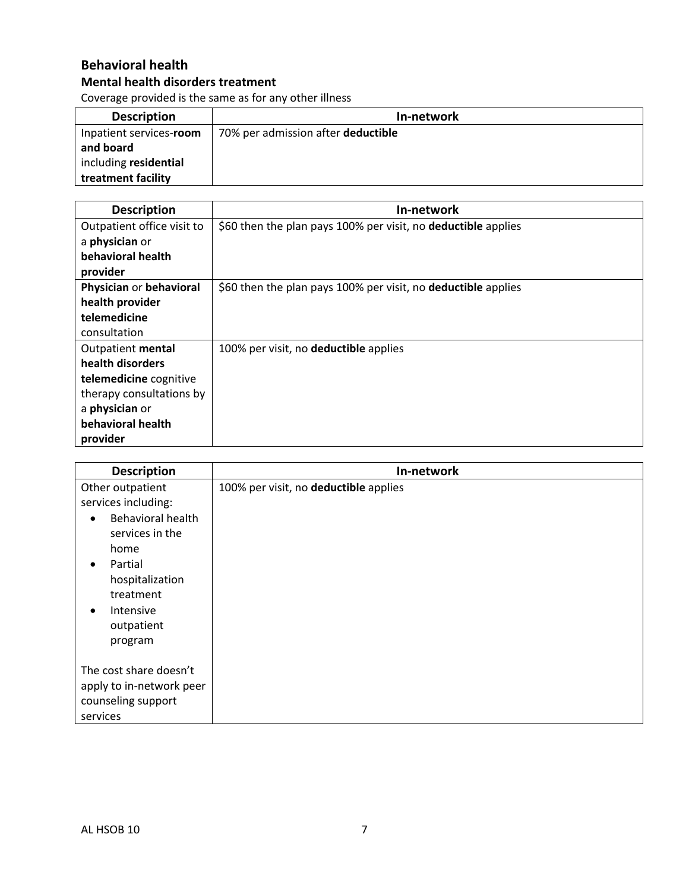## Behavioral health

### Mental health disorders treatment

Coverage provided is the same as for any other illness

| Description | In-network |
| --- | --- |
| Inpatient services-**room and board** including **residential treatment facility** | 70% per admission after **deductible** |

| Description | In-network |
| --- | --- |
| Outpatient office visit to a **physician** or **behavioral health provider** | $60 then the plan pays 100% per visit, no **deductible** applies |
| **Physician** or **behavioral health provider telemedicine** consultation | $60 then the plan pays 100% per visit, no **deductible** applies |
| Outpatient **mental health disorders telemedicine** cognitive therapy consultations by a **physician** or **behavioral health provider** | 100% per visit, no **deductible** applies |

| Description | In-network |
| --- | --- |
| Other outpatient services including: <br>• Behavioral health services in the home <br>• Partial hospitalization treatment <br>• Intensive outpatient program <br><br>The cost share doesn't apply to in-network peer counseling support services | 100% per visit, no **deductible** applies |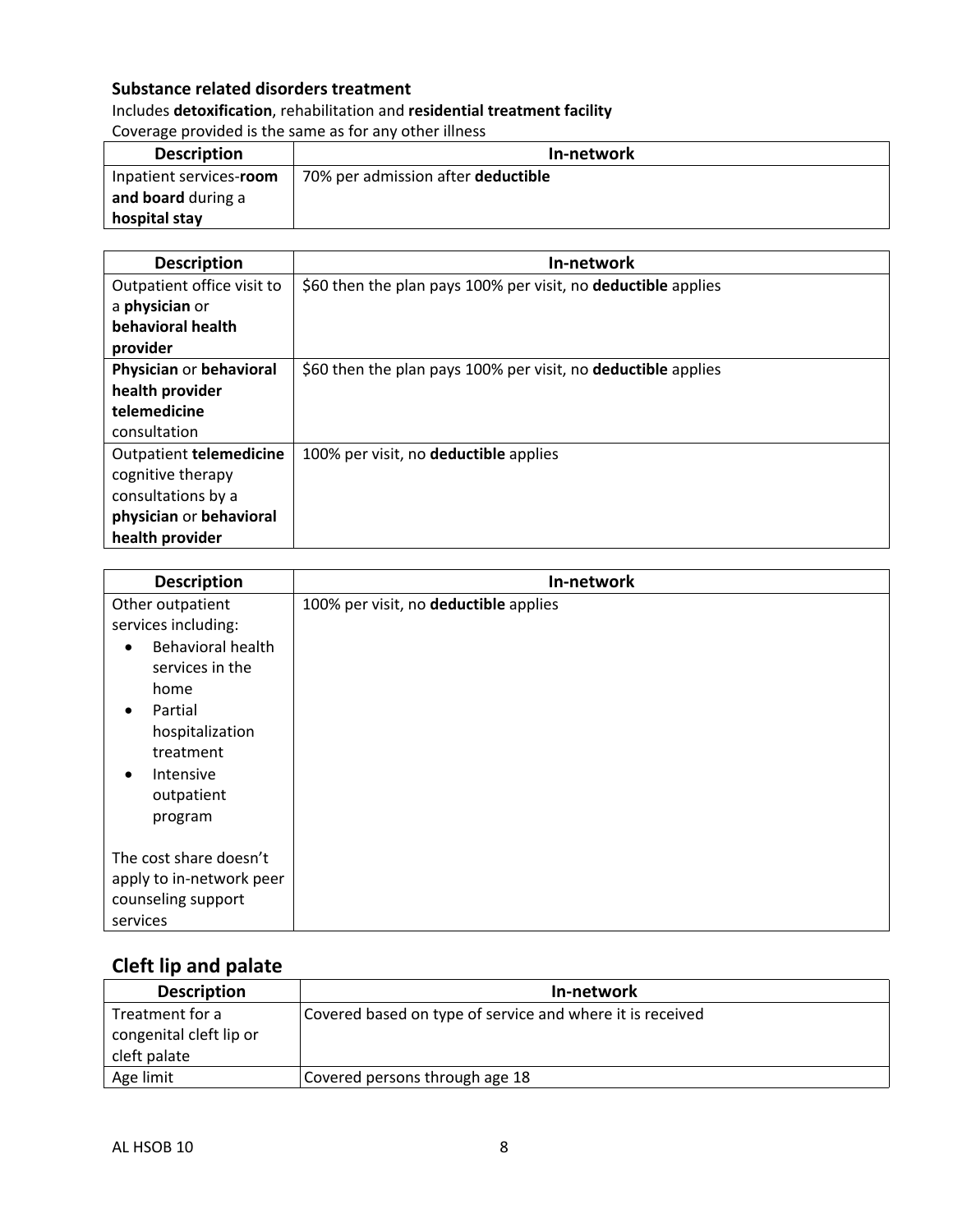### Substance related disorders treatment

Includes **detoxification**, rehabilitation and **residential treatment facility**

Coverage provided is the same as for any other illness

| Description | In-network |
|---|---|
| Inpatient services-**room and board** during a **hospital stay** | 70% per admission after **deductible** |

| Description | In-network |
|---|---|
| Outpatient office visit to a **physician** or **behavioral health provider** | $60 then the plan pays 100% per visit, no **deductible** applies |
| **Physician** or **behavioral health provider telemedicine** consultation | $60 then the plan pays 100% per visit, no **deductible** applies |
| Outpatient **telemedicine** cognitive therapy consultations by a **physician** or **behavioral health provider** | 100% per visit, no **deductible** applies |

| Description | In-network |
|---|---|
| Other outpatient services including: <ul><li>Behavioral health services in the home</li><li>Partial hospitalization treatment</li><li>Intensive outpatient program</li></ul> The cost share doesn't apply to in-network peer counseling support services | 100% per visit, no **deductible** applies |

## Cleft lip and palate

| Description | In-network |
|---|---|
| Treatment for a congenital cleft lip or cleft palate | Covered based on type of service and where it is received |
| Age limit | Covered persons through age 18 |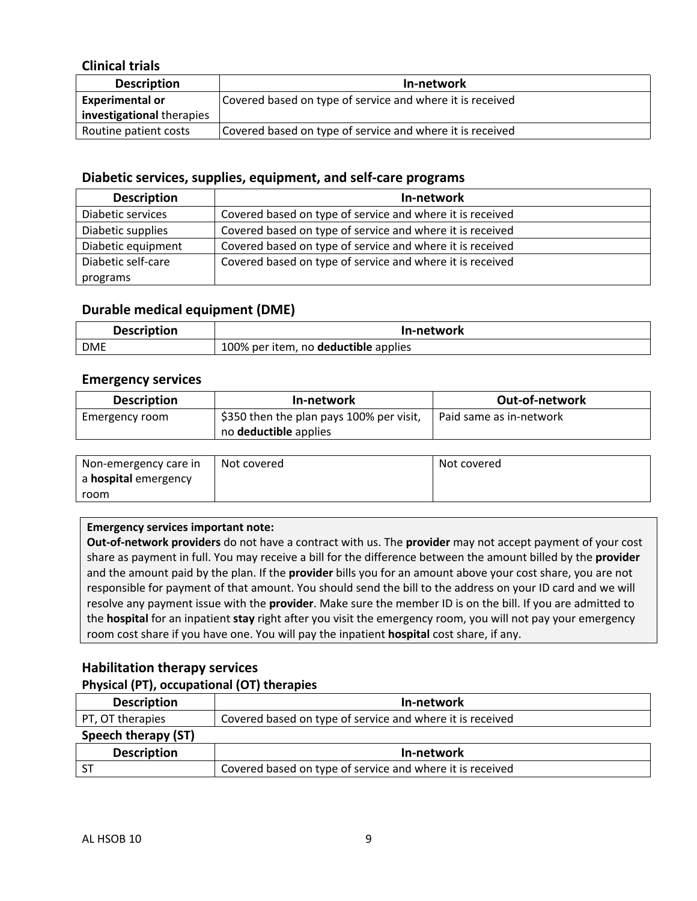### Clinical trials

| Description | In-network |
|---|---|
| **Experimental or investigational** therapies | Covered based on type of service and where it is received |
| Routine patient costs | Covered based on type of service and where it is received |

### Diabetic services, supplies, equipment, and self-care programs

| Description | In-network |
|---|---|
| Diabetic services | Covered based on type of service and where it is received |
| Diabetic supplies | Covered based on type of service and where it is received |
| Diabetic equipment | Covered based on type of service and where it is received |
| Diabetic self-care programs | Covered based on type of service and where it is received |

### Durable medical equipment (DME)

| Description | In-network |
|---|---|
| DME | 100% per item, no **deductible** applies |

### Emergency services

| Description | In-network | Out-of-network |
|---|---|---|
| Emergency room | $350 then the plan pays 100% per visit, no **deductible** applies | Paid same as in-network |
| Non-emergency care in a **hospital** emergency room | Not covered | Not covered |

**Emergency services important note:**
**Out-of-network providers** do not have a contract with us. The **provider** may not accept payment of your cost share as payment in full. You may receive a bill for the difference between the amount billed by the **provider** and the amount paid by the plan. If the **provider** bills you for an amount above your cost share, you are not responsible for payment of that amount. You should send the bill to the address on your ID card and we will resolve any payment issue with the **provider**. Make sure the member ID is on the bill. If you are admitted to the **hospital** for an inpatient **stay** right after you visit the emergency room, you will not pay your emergency room cost share if you have one. You will pay the inpatient **hospital** cost share, if any.

### Habilitation therapy services

#### Physical (PT), occupational (OT) therapies

| Description | In-network |
|---|---|
| PT, OT therapies | Covered based on type of service and where it is received |

#### Speech therapy (ST)

| Description | In-network |
|---|---|
| ST | Covered based on type of service and where it is received |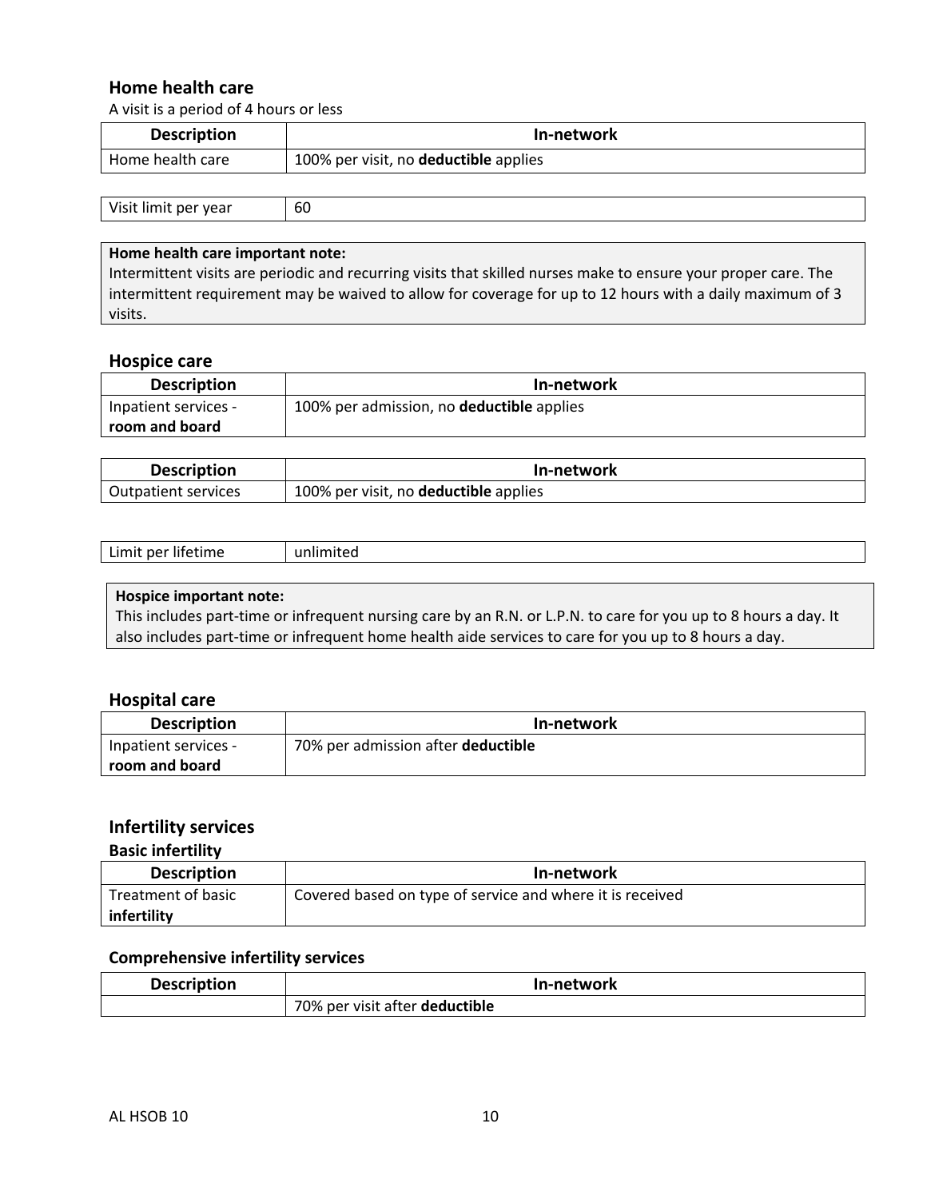## Home health care

A visit is a period of 4 hours or less

| Description | In-network |
| --- | --- |
| Home health care | 100% per visit, no **deductible** applies |

| | |
| --- | --- |
| Visit limit per year | 60 |

**Home health care important note:**
Intermittent visits are periodic and recurring visits that skilled nurses make to ensure your proper care. The intermittent requirement may be waived to allow for coverage for up to 12 hours with a daily maximum of 3 visits.

## Hospice care

| Description | In-network |
| --- | --- |
| Inpatient services - **room and board** | 100% per admission, no **deductible** applies |

| Description | In-network |
| --- | --- |
| Outpatient services | 100% per visit, no **deductible** applies |

| | |
| --- | --- |
| Limit per lifetime | unlimited |

**Hospice important note:**
This includes part-time or infrequent nursing care by an R.N. or L.P.N. to care for you up to 8 hours a day. It also includes part-time or infrequent home health aide services to care for you up to 8 hours a day.

## Hospital care

| Description | In-network |
| --- | --- |
| Inpatient services - **room and board** | 70% per admission after **deductible** |

## Infertility services

### Basic infertility

| Description | In-network |
| --- | --- |
| Treatment of basic **infertility** | Covered based on type of service and where it is received |

### Comprehensive infertility services

| Description | In-network |
| --- | --- |
| | 70% per visit after **deductible** |

AL HSOB 10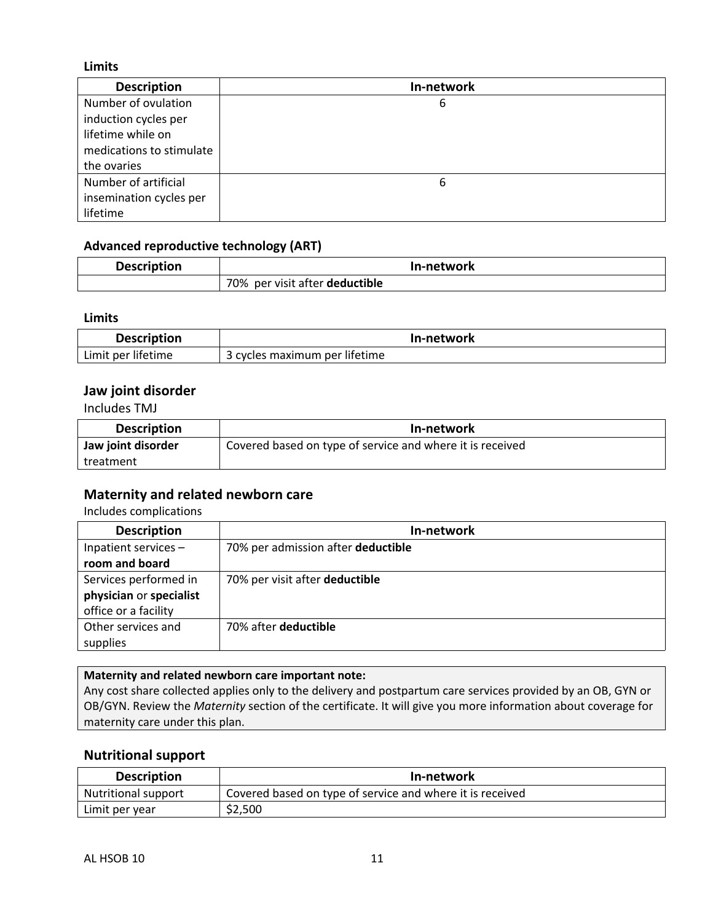**Limits**

| Description | In-network |
| --- | --- |
| Number of ovulation induction cycles per lifetime while on medications to stimulate the ovaries | 6 |
| Number of artificial insemination cycles per lifetime | 6 |

**Advanced reproductive technology (ART)**

| Description | In-network |
| --- | --- |
| | 70% per visit after **deductible** |

**Limits**

| Description | In-network |
| --- | --- |
| Limit per lifetime | 3 cycles maximum per lifetime |

## Jaw joint disorder

Includes TMJ

| Description | In-network |
| --- | --- |
| **Jaw joint disorder** treatment | Covered based on type of service and where it is received |

## Maternity and related newborn care

Includes complications

| Description | In-network |
| --- | --- |
| Inpatient services – **room and board** | 70% per admission after **deductible** |
| Services performed in **physician** or **specialist** office or a facility | 70% per visit after **deductible** |
| Other services and supplies | 70% after **deductible** |

**Maternity and related newborn care important note:**
Any cost share collected applies only to the delivery and postpartum care services provided by an OB, GYN or OB/GYN. Review the *Maternity* section of the certificate. It will give you more information about coverage for maternity care under this plan.

## Nutritional support

| Description | In-network |
| --- | --- |
| Nutritional support | Covered based on type of service and where it is received |
| Limit per year | $2,500 |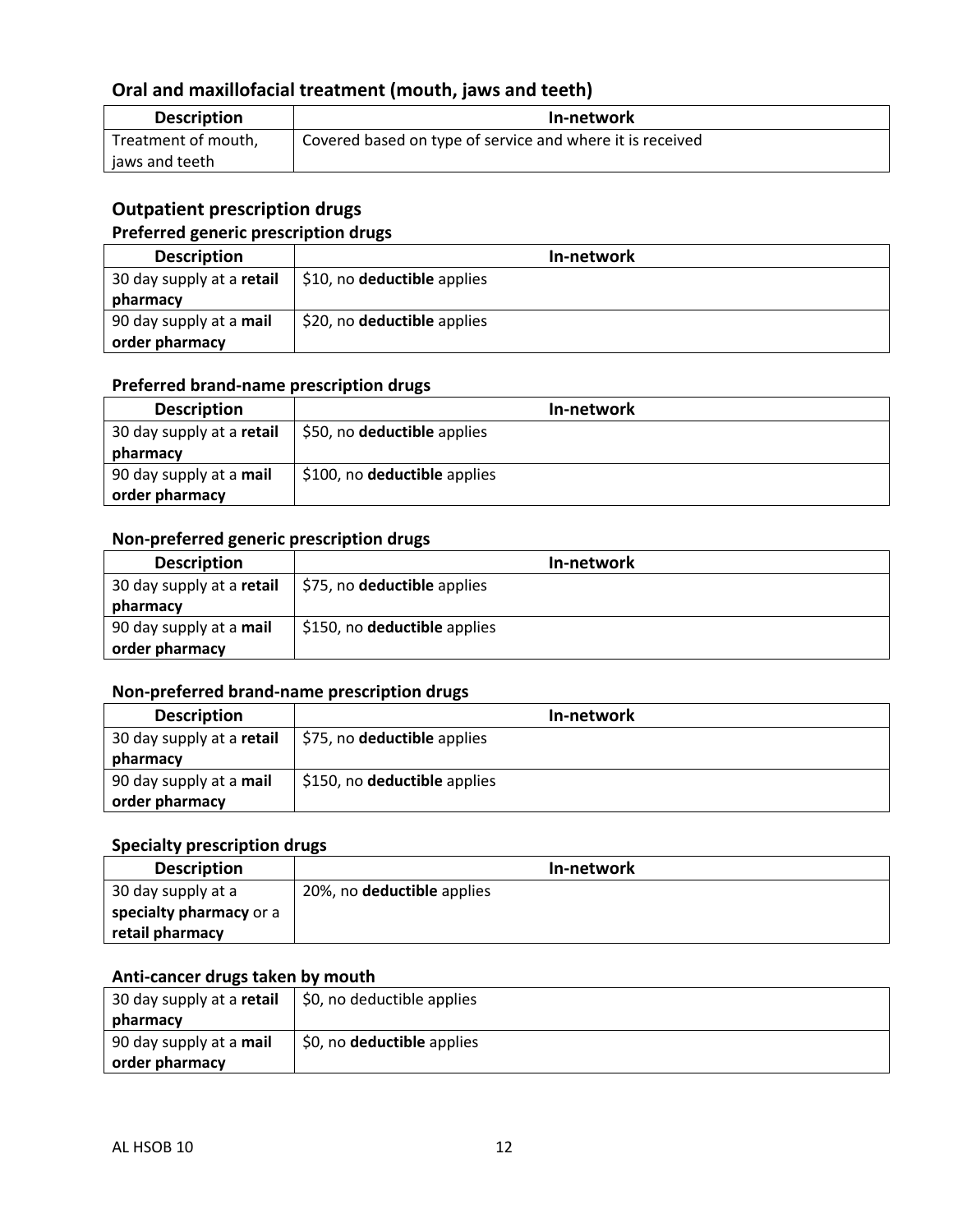## Oral and maxillofacial treatment (mouth, jaws and teeth)

| Description | In-network |
|---|---|
| Treatment of mouth, jaws and teeth | Covered based on type of service and where it is received |

## Outpatient prescription drugs

### Preferred generic prescription drugs

| Description | In-network |
|---|---|
| 30 day supply at a **retail pharmacy** | $10, no **deductible** applies |
| 90 day supply at a **mail order pharmacy** | $20, no **deductible** applies |

### Preferred brand-name prescription drugs

| Description | In-network |
|---|---|
| 30 day supply at a **retail pharmacy** | $50, no **deductible** applies |
| 90 day supply at a **mail order pharmacy** | $100, no **deductible** applies |

### Non-preferred generic prescription drugs

| Description | In-network |
|---|---|
| 30 day supply at a **retail pharmacy** | $75, no **deductible** applies |
| 90 day supply at a **mail order pharmacy** | $150, no **deductible** applies |

### Non-preferred brand-name prescription drugs

| Description | In-network |
|---|---|
| 30 day supply at a **retail pharmacy** | $75, no **deductible** applies |
| 90 day supply at a **mail order pharmacy** | $150, no **deductible** applies |

### Specialty prescription drugs

| Description | In-network |
|---|---|
| 30 day supply at a **specialty pharmacy** or a **retail pharmacy** | 20%, no **deductible** applies |

### Anti-cancer drugs taken by mouth

| | |
|---|---|
| 30 day supply at a **retail pharmacy** | $0, no deductible applies |
| 90 day supply at a **mail order pharmacy** | $0, no **deductible** applies |

AL HSOB 10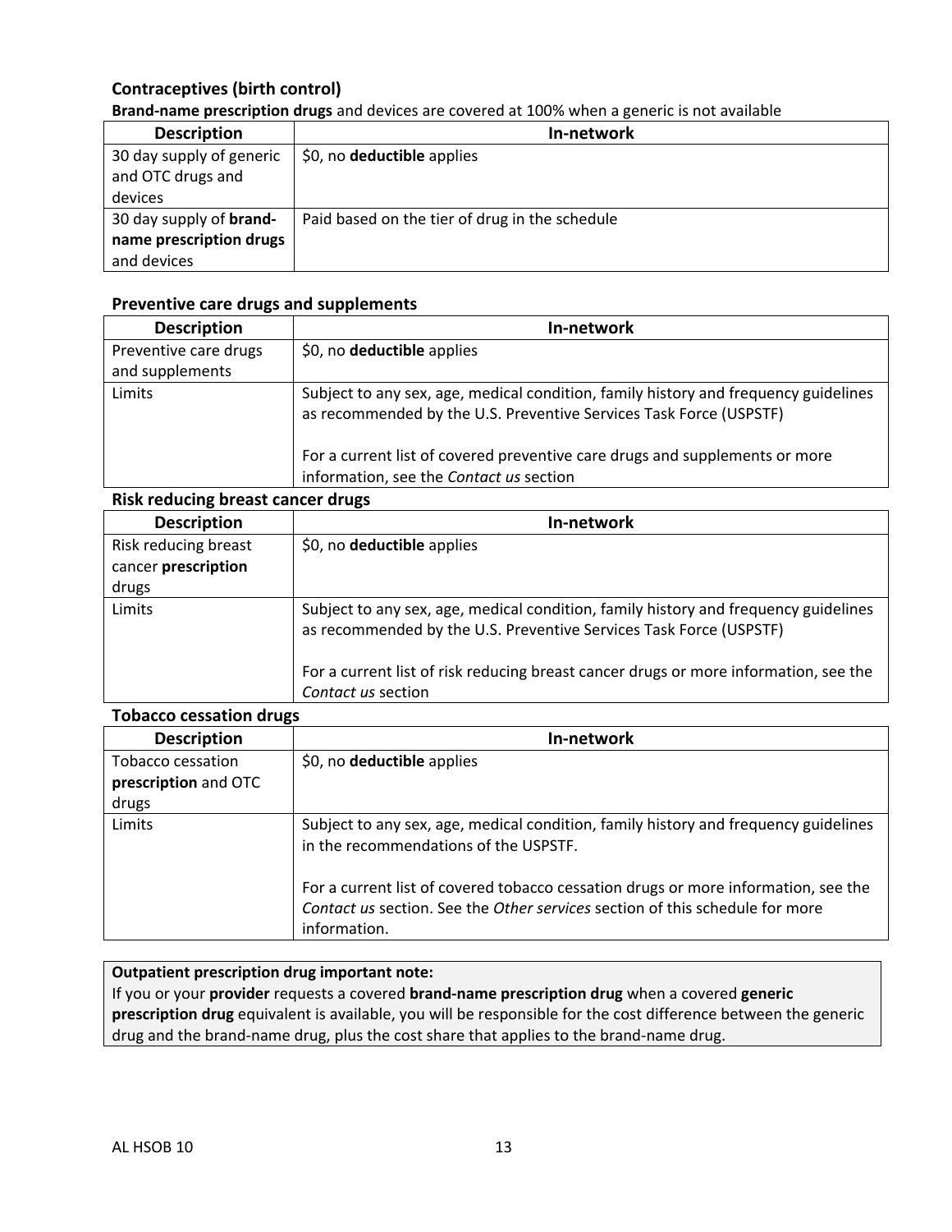### Contraceptives (birth control)

**Brand-name prescription drugs** and devices are covered at 100% when a generic is not available

| Description | In-network |
|---|---|
| 30 day supply of generic and OTC drugs and devices | $0, no **deductible** applies |
| 30 day supply of **brand-name prescription drugs** and devices | Paid based on the tier of drug in the schedule |

### Preventive care drugs and supplements

| Description | In-network |
|---|---|
| Preventive care drugs and supplements | $0, no **deductible** applies |
| Limits | Subject to any sex, age, medical condition, family history and frequency guidelines as recommended by the U.S. Preventive Services Task Force (USPSTF)<br><br>For a current list of covered preventive care drugs and supplements or more information, see the *Contact us* section |

### Risk reducing breast cancer drugs

| Description | In-network |
|---|---|
| Risk reducing breast cancer **prescription** drugs | $0, no **deductible** applies |
| Limits | Subject to any sex, age, medical condition, family history and frequency guidelines as recommended by the U.S. Preventive Services Task Force (USPSTF)<br><br>For a current list of risk reducing breast cancer drugs or more information, see the *Contact us* section |

### Tobacco cessation drugs

| Description | In-network |
|---|---|
| Tobacco cessation **prescription** and OTC drugs | $0, no **deductible** applies |
| Limits | Subject to any sex, age, medical condition, family history and frequency guidelines in the recommendations of the USPSTF.<br><br>For a current list of covered tobacco cessation drugs or more information, see the *Contact us* section. See the *Other services* section of this schedule for more information. |

**Outpatient prescription drug important note:**
If you or your **provider** requests a covered **brand-name prescription drug** when a covered **generic prescription drug** equivalent is available, you will be responsible for the cost difference between the generic drug and the brand-name drug, plus the cost share that applies to the brand-name drug.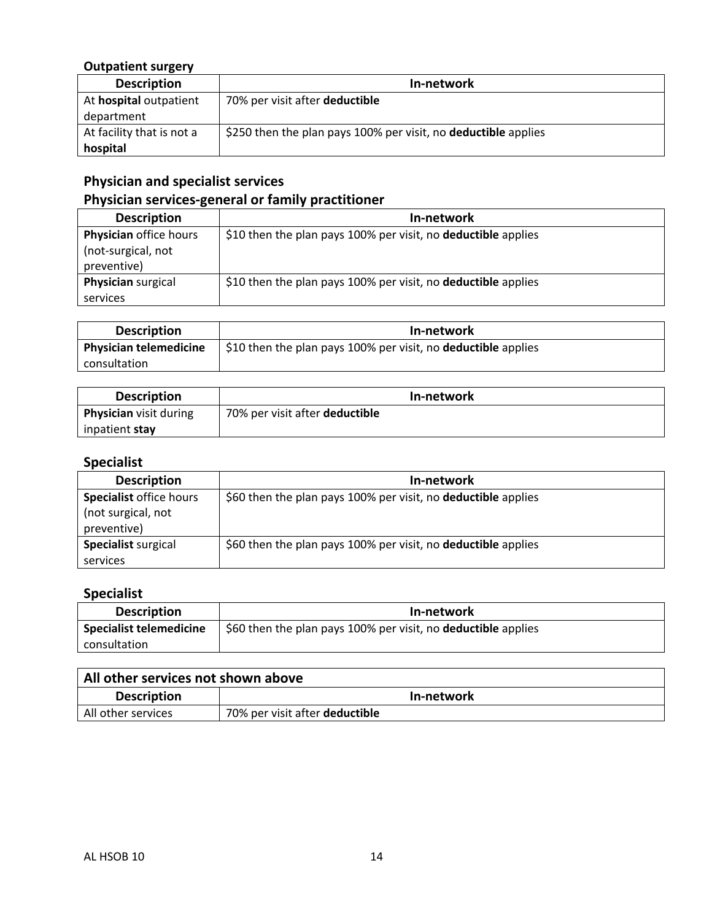### Outpatient surgery

| Description | In-network |
|---|---|
| At **hospital** outpatient department | 70% per visit after **deductible** |
| At facility that is not a **hospital** | $250 then the plan pays 100% per visit, no **deductible** applies |

## Physician and specialist services

### Physician services-general or family practitioner

| Description | In-network |
|---|---|
| **Physician** office hours (not-surgical, not preventive) | $10 then the plan pays 100% per visit, no **deductible** applies |
| **Physician** surgical services | $10 then the plan pays 100% per visit, no **deductible** applies |

| Description | In-network |
|---|---|
| **Physician telemedicine** consultation | $10 then the plan pays 100% per visit, no **deductible** applies |

| Description | In-network |
|---|---|
| **Physician** visit during inpatient **stay** | 70% per visit after **deductible** |

### Specialist

| Description | In-network |
|---|---|
| **Specialist** office hours (not surgical, not preventive) | $60 then the plan pays 100% per visit, no **deductible** applies |
| **Specialist** surgical services | $60 then the plan pays 100% per visit, no **deductible** applies |

### Specialist

| Description | In-network |
|---|---|
| **Specialist telemedicine** consultation | $60 then the plan pays 100% per visit, no **deductible** applies |

| All other services not shown above | |
|---|---|
| **Description** | **In-network** |
| All other services | 70% per visit after **deductible** |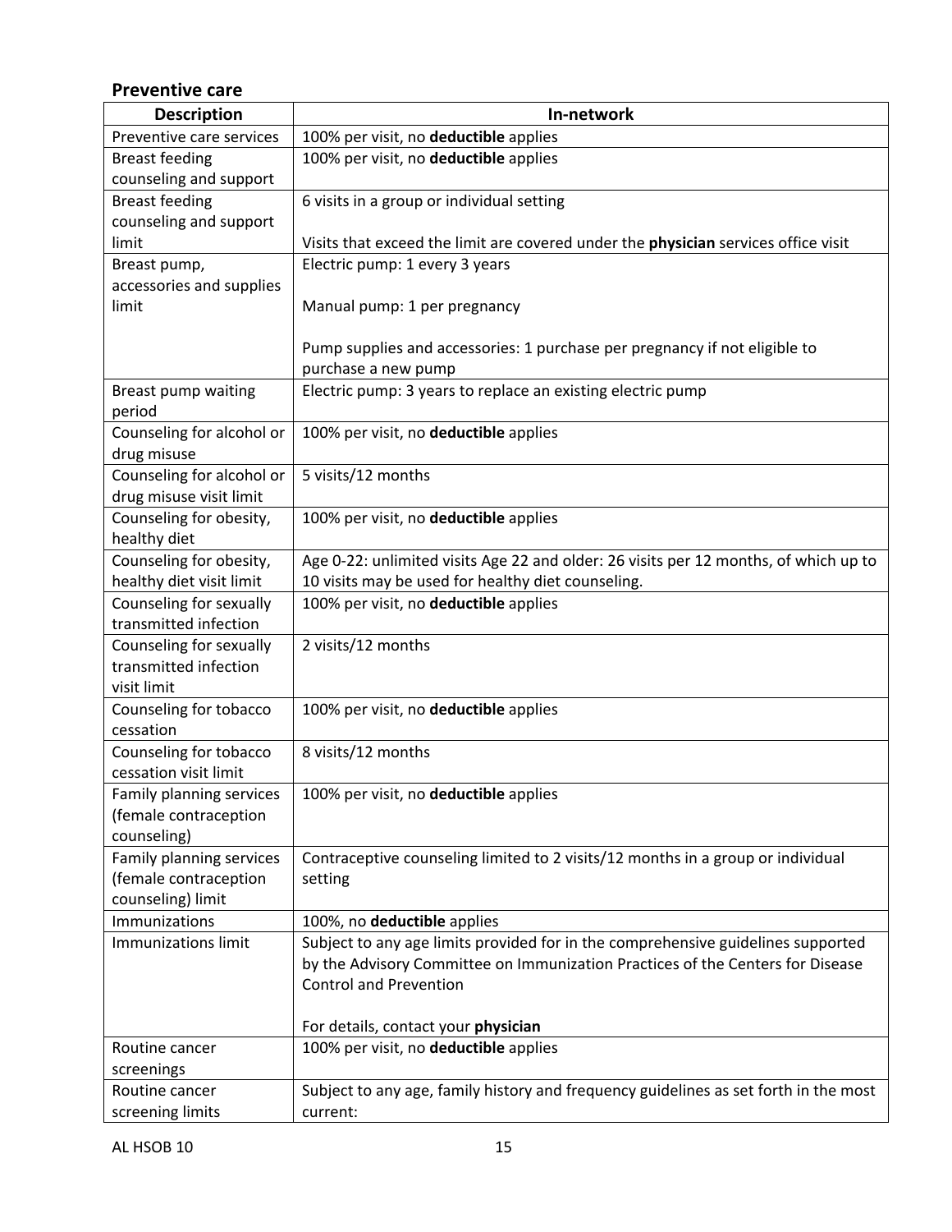## Preventive care

| Description | In-network |
| --- | --- |
| Preventive care services | 100% per visit, no **deductible** applies |
| Breast feeding counseling and support | 100% per visit, no **deductible** applies |
| Breast feeding counseling and support limit | 6 visits in a group or individual setting<br><br>Visits that exceed the limit are covered under the **physician** services office visit |
| Breast pump, accessories and supplies limit | Electric pump: 1 every 3 years<br><br>Manual pump: 1 per pregnancy<br><br>Pump supplies and accessories: 1 purchase per pregnancy if not eligible to purchase a new pump |
| Breast pump waiting period | Electric pump: 3 years to replace an existing electric pump |
| Counseling for alcohol or drug misuse | 100% per visit, no **deductible** applies |
| Counseling for alcohol or drug misuse visit limit | 5 visits/12 months |
| Counseling for obesity, healthy diet | 100% per visit, no **deductible** applies |
| Counseling for obesity, healthy diet visit limit | Age 0-22: unlimited visits Age 22 and older: 26 visits per 12 months, of which up to 10 visits may be used for healthy diet counseling. |
| Counseling for sexually transmitted infection | 100% per visit, no **deductible** applies |
| Counseling for sexually transmitted infection visit limit | 2 visits/12 months |
| Counseling for tobacco cessation | 100% per visit, no **deductible** applies |
| Counseling for tobacco cessation visit limit | 8 visits/12 months |
| Family planning services (female contraception counseling) | 100% per visit, no **deductible** applies |
| Family planning services (female contraception counseling) limit | Contraceptive counseling limited to 2 visits/12 months in a group or individual setting |
| Immunizations | 100%, no **deductible** applies |
| Immunizations limit | Subject to any age limits provided for in the comprehensive guidelines supported by the Advisory Committee on Immunization Practices of the Centers for Disease Control and Prevention<br><br>For details, contact your **physician** |
| Routine cancer screenings | 100% per visit, no **deductible** applies |
| Routine cancer screening limits | Subject to any age, family history and frequency guidelines as set forth in the most current: |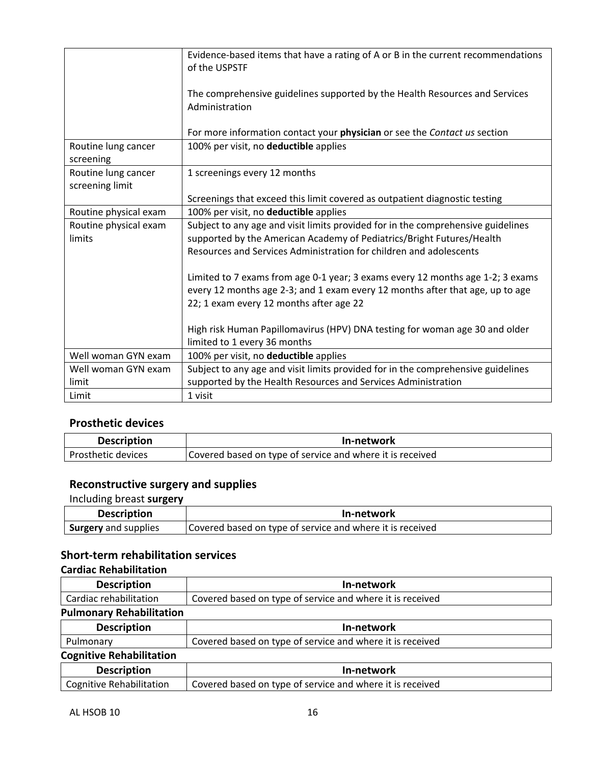| | |
|---|---|
| | Evidence-based items that have a rating of A or B in the current recommendations of the USPSTF<br><br>The comprehensive guidelines supported by the Health Resources and Services Administration<br><br>For more information contact your **physician** or see the *Contact us* section |
| Routine lung cancer screening | 100% per visit, no **deductible** applies |
| Routine lung cancer screening limit | 1 screenings every 12 months<br><br>Screenings that exceed this limit covered as outpatient diagnostic testing |
| Routine physical exam | 100% per visit, no **deductible** applies |
| Routine physical exam limits | Subject to any age and visit limits provided for in the comprehensive guidelines supported by the American Academy of Pediatrics/Bright Futures/Health Resources and Services Administration for children and adolescents<br><br>Limited to 7 exams from age 0-1 year; 3 exams every 12 months age 1-2; 3 exams every 12 months age 2-3; and 1 exam every 12 months after that age, up to age 22; 1 exam every 12 months after age 22<br><br>High risk Human Papillomavirus (HPV) DNA testing for woman age 30 and older limited to 1 every 36 months |
| Well woman GYN exam | 100% per visit, no **deductible** applies |
| Well woman GYN exam limit | Subject to any age and visit limits provided for in the comprehensive guidelines supported by the Health Resources and Services Administration |
| Limit | 1 visit |

## Prosthetic devices

| Description | In-network |
|---|---|
| Prosthetic devices | Covered based on type of service and where it is received |

## Reconstructive surgery and supplies

Including breast **surgery**

| Description | In-network |
|---|---|
| **Surgery** and supplies | Covered based on type of service and where it is received |

## Short-term rehabilitation services

### Cardiac Rehabilitation

| Description | In-network |
|---|---|
| Cardiac rehabilitation | Covered based on type of service and where it is received |

### Pulmonary Rehabilitation

| Description | In-network |
|---|---|
| Pulmonary | Covered based on type of service and where it is received |

### Cognitive Rehabilitation

| Description | In-network |
|---|---|
| Cognitive Rehabilitation | Covered based on type of service and where it is received |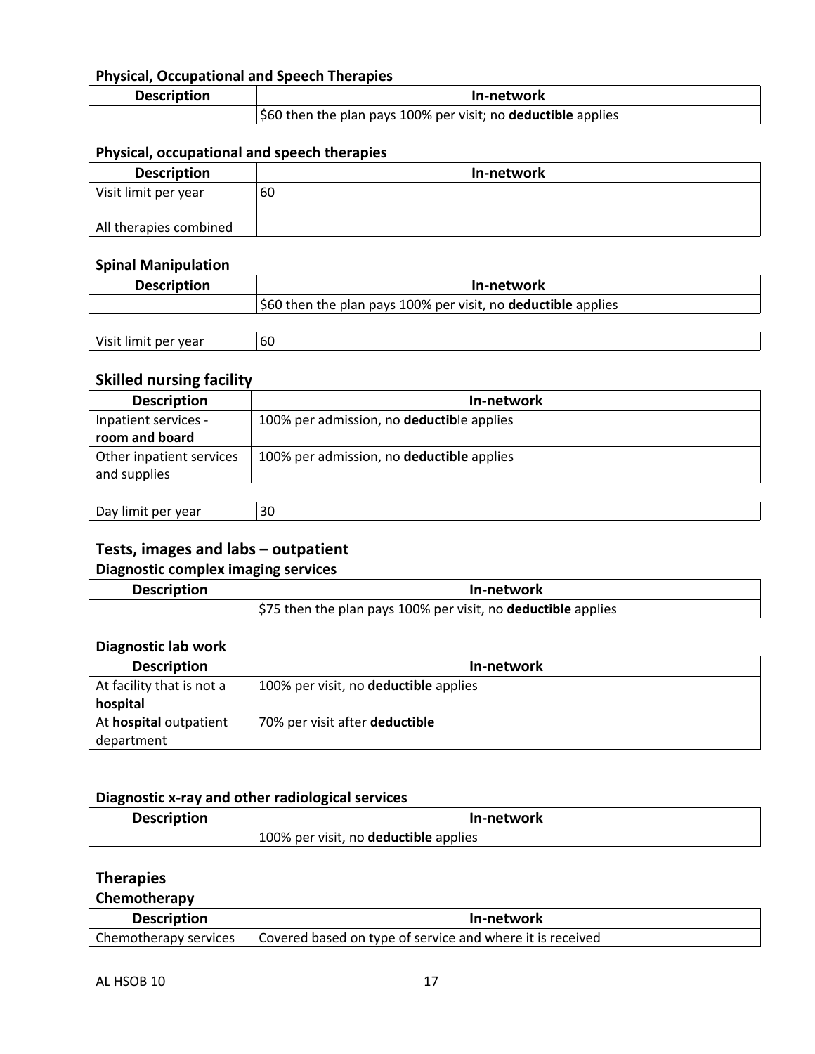### Physical, Occupational and Speech Therapies

| Description | In-network |
|---|---|
| | $60 then the plan pays 100% per visit; no **deductible** applies |

### Physical, occupational and speech therapies

| Description | In-network |
|---|---|
| Visit limit per year<br><br>All therapies combined | 60 |

### Spinal Manipulation

| Description | In-network |
|---|---|
| | $60 then the plan pays 100% per visit, no **deductible** applies |
| Visit limit per year | 60 |

## Skilled nursing facility

| Description | In-network |
|---|---|
| Inpatient services - **room and board** | 100% per admission, no **deductible** applies |
| Other inpatient services and supplies | 100% per admission, no **deductible** applies |
| Day limit per year | 30 |

## Tests, images and labs – outpatient

### Diagnostic complex imaging services

| Description | In-network |
|---|---|
| | $75 then the plan pays 100% per visit, no **deductible** applies |

### Diagnostic lab work

| Description | In-network |
|---|---|
| At facility that is not a **hospital** | 100% per visit, no **deductible** applies |
| At **hospital** outpatient department | 70% per visit after **deductible** |

### Diagnostic x-ray and other radiological services

| Description | In-network |
|---|---|
| | 100% per visit, no **deductible** applies |

## Therapies

### Chemotherapy

| Description | In-network |
|---|---|
| Chemotherapy services | Covered based on type of service and where it is received |

AL HSOB 10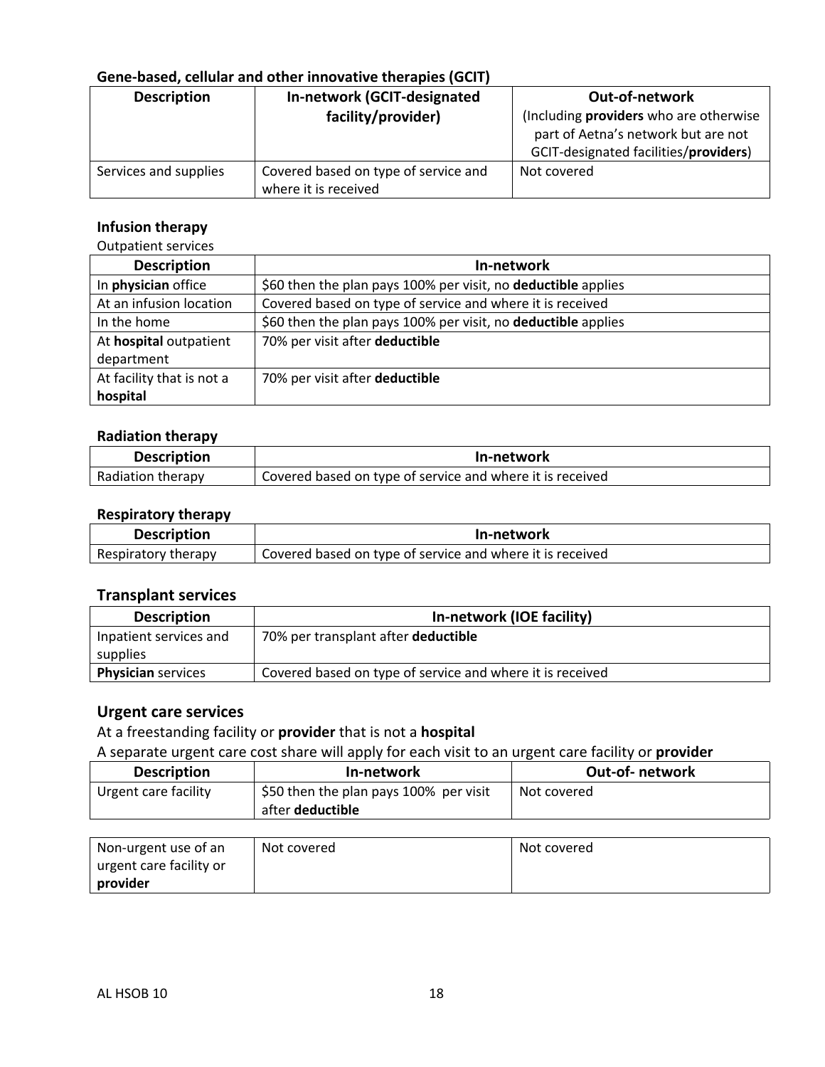### Gene-based, cellular and other innovative therapies (GCIT)

| Description | In-network (GCIT-designated facility/provider) | Out-of-network (Including **providers** who are otherwise part of Aetna's network but are not GCIT-designated facilities/**providers**) |
|---|---|---|
| Services and supplies | Covered based on type of service and where it is received | Not covered |

### Infusion therapy

Outpatient services

| Description | In-network |
|---|---|
| In **physician** office | $60 then the plan pays 100% per visit, no **deductible** applies |
| At an infusion location | Covered based on type of service and where it is received |
| In the home | $60 then the plan pays 100% per visit, no **deductible** applies |
| At **hospital** outpatient department | 70% per visit after **deductible** |
| At facility that is not a **hospital** | 70% per visit after **deductible** |

### Radiation therapy

| Description | In-network |
|---|---|
| Radiation therapy | Covered based on type of service and where it is received |

### Respiratory therapy

| Description | In-network |
|---|---|
| Respiratory therapy | Covered based on type of service and where it is received |

## Transplant services

| Description | In-network (IOE facility) |
|---|---|
| Inpatient services and supplies | 70% per transplant after **deductible** |
| **Physician** services | Covered based on type of service and where it is received |

## Urgent care services

At a freestanding facility or **provider** that is not a **hospital**

A separate urgent care cost share will apply for each visit to an urgent care facility or **provider**

| Description | In-network | Out-of- network |
|---|---|---|
| Urgent care facility | $50 then the plan pays 100% per visit after **deductible** | Not covered |
| Non-urgent use of an urgent care facility or **provider** | Not covered | Not covered |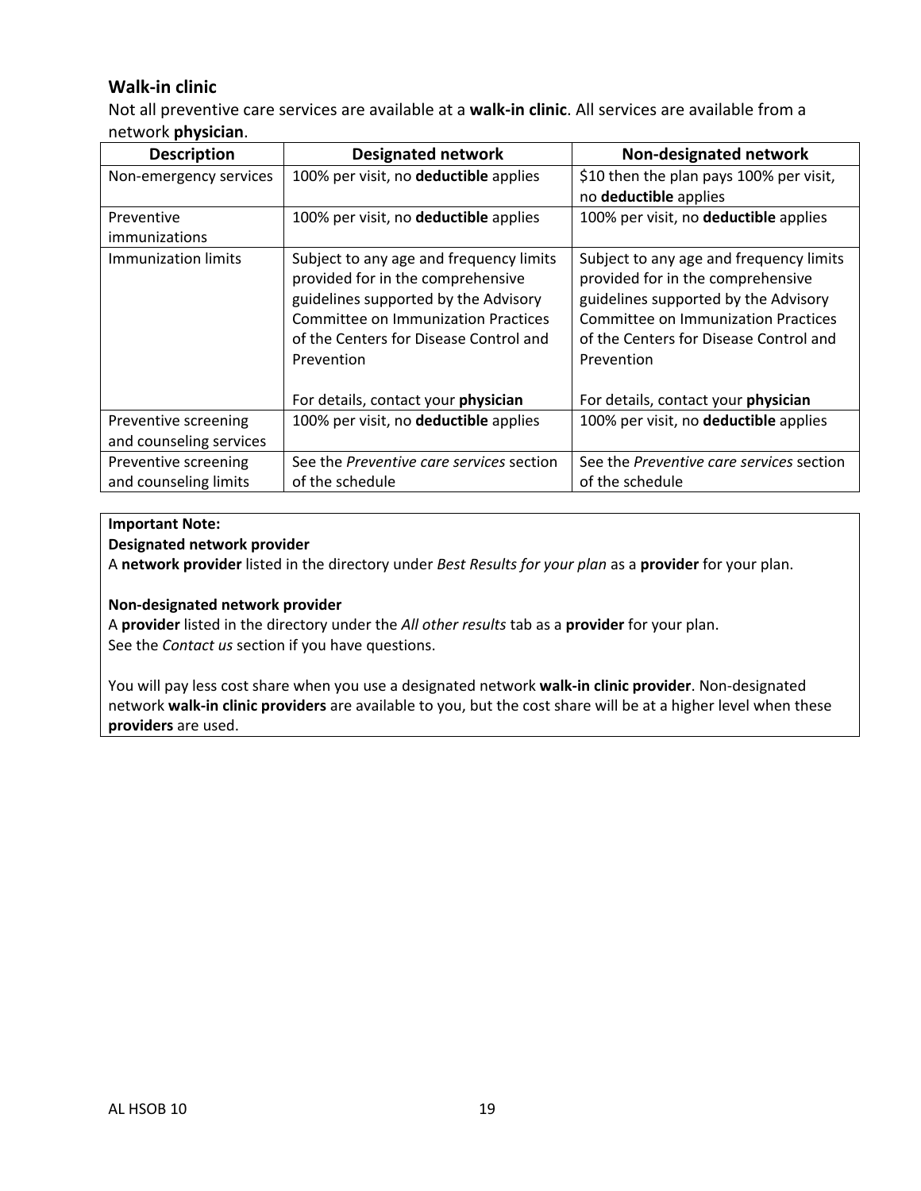### Walk-in clinic

Not all preventive care services are available at a **walk-in clinic**. All services are available from a network **physician**.

| Description | Designated network | Non-designated network |
|---|---|---|
| Non-emergency services | 100% per visit, no **deductible** applies | $10 then the plan pays 100% per visit, no **deductible** applies |
| Preventive immunizations | 100% per visit, no **deductible** applies | 100% per visit, no **deductible** applies |
| Immunization limits | Subject to any age and frequency limits provided for in the comprehensive guidelines supported by the Advisory Committee on Immunization Practices of the Centers for Disease Control and Prevention<br><br>For details, contact your **physician** | Subject to any age and frequency limits provided for in the comprehensive guidelines supported by the Advisory Committee on Immunization Practices of the Centers for Disease Control and Prevention<br><br>For details, contact your **physician** |
| Preventive screening and counseling services | 100% per visit, no **deductible** applies | 100% per visit, no **deductible** applies |
| Preventive screening and counseling limits | See the *Preventive care services* section of the schedule | See the *Preventive care services* section of the schedule |

**Important Note:**

**Designated network provider**

A **network provider** listed in the directory under *Best Results for your plan* as a **provider** for your plan.

**Non-designated network provider**

A **provider** listed in the directory under the *All other results* tab as a **provider** for your plan.
See the *Contact us* section if you have questions.

You will pay less cost share when you use a designated network **walk-in clinic provider**. Non-designated network **walk-in clinic providers** are available to you, but the cost share will be at a higher level when these **providers** are used.